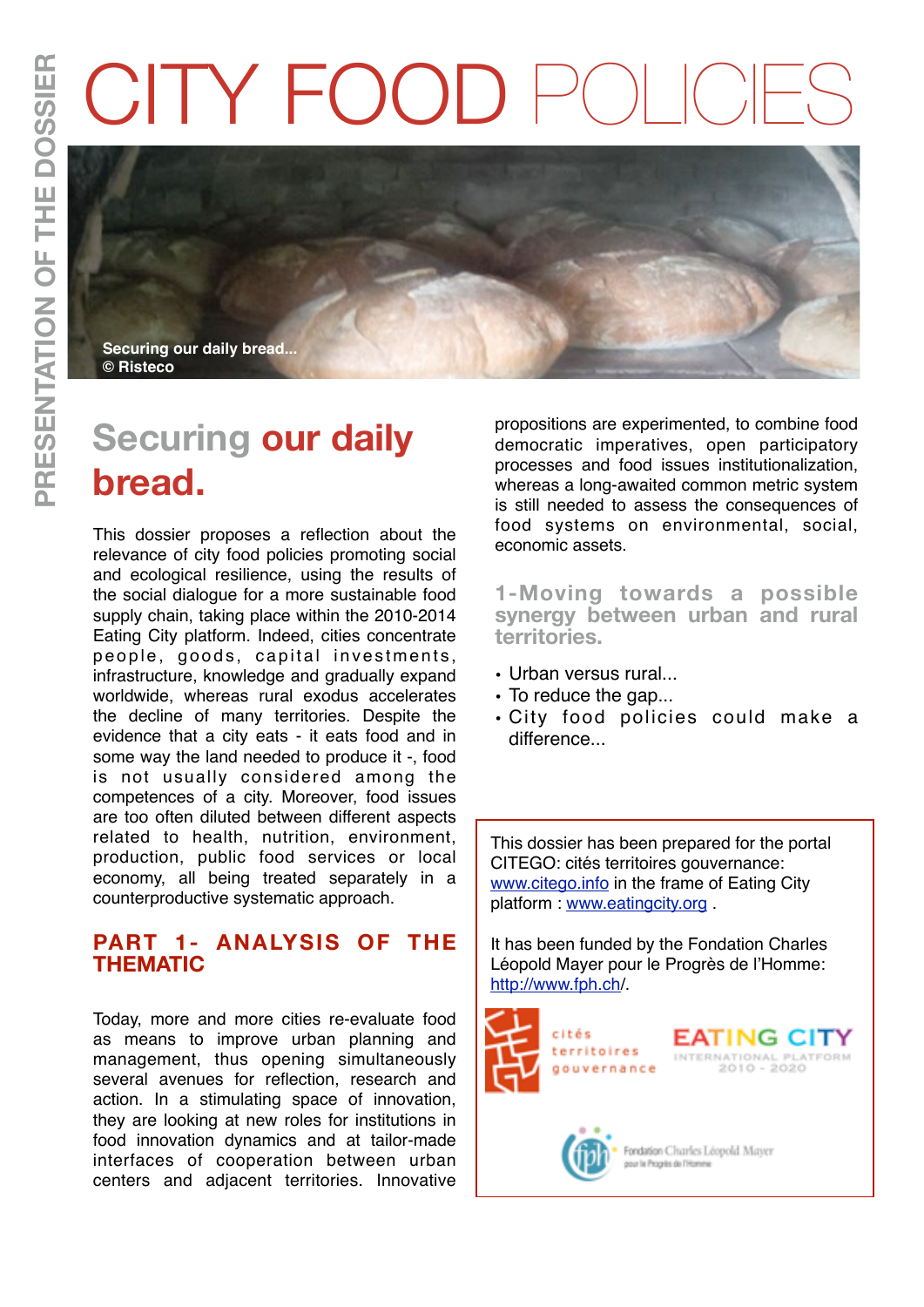PRESENTATION OF THE DOSSIER

# CITY FOOD POLICIES

Securing our daily bread...
© Risteco

## Securing our daily bread.

This dossier proposes a reflection about the relevance of city food policies promoting social and ecological resilience, using the results of the social dialogue for a more sustainable food supply chain, taking place within the 2010-2014 Eating City platform. Indeed, cities concentrate people, goods, capital investments, infrastructure, knowledge and gradually expand worldwide, whereas rural exodus accelerates the decline of many territories. Despite the evidence that a city eats - it eats food and in some way the land needed to produce it -, food is not usually considered among the competences of a city. Moreover, food issues are too often diluted between different aspects related to health, nutrition, environment, production, public food services or local economy, all being treated separately in a counterproductive systematic approach.

### PART 1- ANALYSIS OF THE THEMATIC

Today, more and more cities re-evaluate food as means to improve urban planning and management, thus opening simultaneously several avenues for reflection, research and action. In a stimulating space of innovation, they are looking at new roles for institutions in food innovation dynamics and at tailor-made interfaces of cooperation between urban centers and adjacent territories. Innovative propositions are experimented, to combine food democratic imperatives, open participatory processes and food issues institutionalization, whereas a long-awaited common metric system is still needed to assess the consequences of food systems on environmental, social, economic assets.

#### 1-Moving towards a possible synergy between urban and rural territories.

- Urban versus rural...
- To reduce the gap...
- City food policies could make a difference...

This dossier has been prepared for the portal CITEGO: cités territoires gouvernance: www.citego.info in the frame of Eating City platform : www.eatingcity.org .

It has been funded by the Fondation Charles Léopold Mayer pour le Progrès de l'Homme: http://www.fph.ch/.

cités territoires gouvernance

EATING CITY INTERNATIONAL PLATFORM 2010 - 2020

Fondation Charles Léopold Mayer pour le Progrès de l'Homme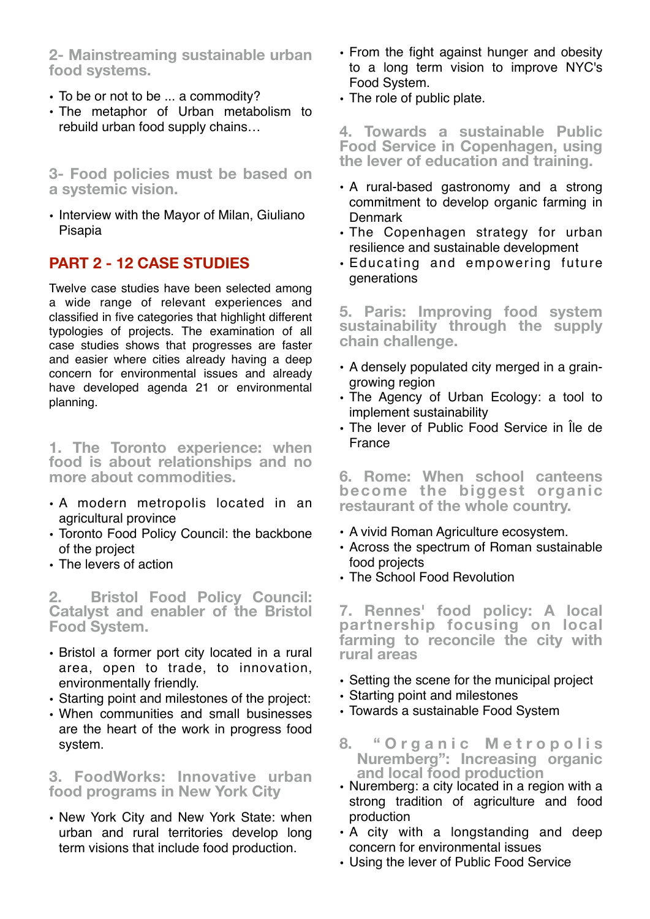### 2- Mainstreaming sustainable urban food systems.

- To be or not to be ... a commodity?
- The metaphor of Urban metabolism to rebuild urban food supply chains…

### 3- Food policies must be based on a systemic vision.

- Interview with the Mayor of Milan, Giuliano Pisapia

## PART 2 - 12 CASE STUDIES

Twelve case studies have been selected among a wide range of relevant experiences and classified in five categories that highlight different typologies of projects. The examination of all case studies shows that progresses are faster and easier where cities already having a deep concern for environmental issues and already have developed agenda 21 or environmental planning.

### 1. The Toronto experience: when food is about relationships and no more about commodities.

- A modern metropolis located in an agricultural province
- Toronto Food Policy Council: the backbone of the project
- The levers of action

### 2. Bristol Food Policy Council: Catalyst and enabler of the Bristol Food System.

- Bristol a former port city located in a rural area, open to trade, to innovation, environmentally friendly.
- Starting point and milestones of the project:
- When communities and small businesses are the heart of the work in progress food system.

### 3. FoodWorks: Innovative urban food programs in New York City

- New York City and New York State: when urban and rural territories develop long term visions that include food production.
- From the fight against hunger and obesity to a long term vision to improve NYC's Food System.
- The role of public plate.

### 4. Towards a sustainable Public Food Service in Copenhagen, using the lever of education and training.

- A rural-based gastronomy and a strong commitment to develop organic farming in Denmark
- The Copenhagen strategy for urban resilience and sustainable development
- Educating and empowering future generations

### 5. Paris: Improving food system sustainability through the supply chain challenge.

- A densely populated city merged in a grain-growing region
- The Agency of Urban Ecology: a tool to implement sustainability
- The lever of Public Food Service in Île de France

### 6. Rome: When school canteens become the biggest organic restaurant of the whole country.

- A vivid Roman Agriculture ecosystem.
- Across the spectrum of Roman sustainable food projects
- The School Food Revolution

### 7. Rennes' food policy: A local partnership focusing on local farming to reconcile the city with rural areas

- Setting the scene for the municipal project
- Starting point and milestones
- Towards a sustainable Food System

### 8. "Organic Metropolis Nuremberg": Increasing organic and local food production

- Nuremberg: a city located in a region with a strong tradition of agriculture and food production
- A city with a longstanding and deep concern for environmental issues
- Using the lever of Public Food Service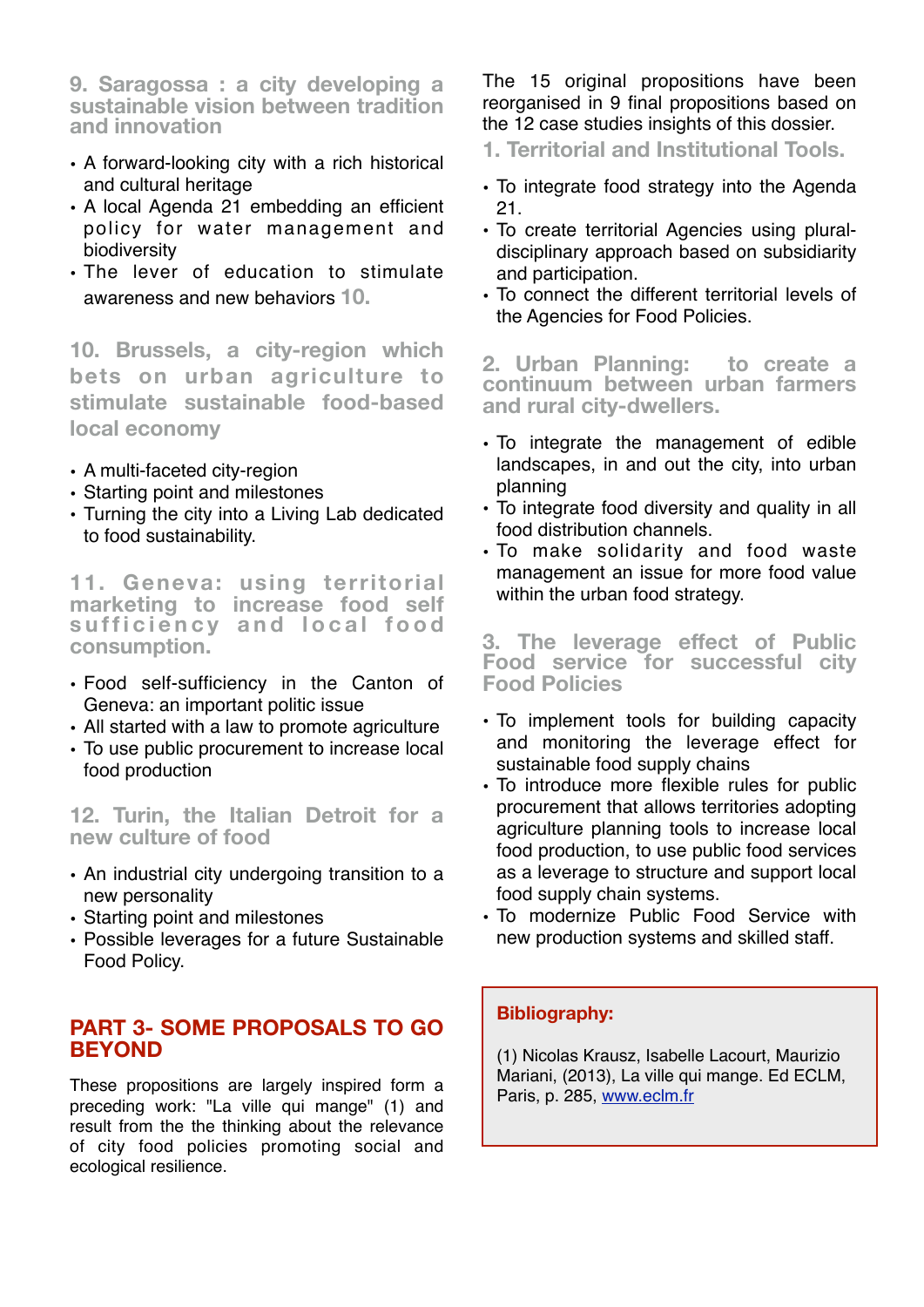### 9. Saragossa : a city developing a sustainable vision between tradition and innovation

- A forward-looking city with a rich historical and cultural heritage
- A local Agenda 21 embedding an efficient policy for water management and biodiversity
- The lever of education to stimulate awareness and new behaviors 10.

### 10. Brussels, a city-region which bets on urban agriculture to stimulate sustainable food-based local economy

- A multi-faceted city-region
- Starting point and milestones
- Turning the city into a Living Lab dedicated to food sustainability.

### 11. Geneva: using territorial marketing to increase food self sufficiency and local food consumption.

- Food self-sufficiency in the Canton of Geneva: an important politic issue
- All started with a law to promote agriculture
- To use public procurement to increase local food production

### 12. Turin, the Italian Detroit for a new culture of food

- An industrial city undergoing transition to a new personality
- Starting point and milestones
- Possible leverages for a future Sustainable Food Policy.

## PART 3- SOME PROPOSALS TO GO BEYOND

These propositions are largely inspired form a preceding work: "La ville qui mange" (1) and result from the the thinking about the relevance of city food policies promoting social and ecological resilience.

The 15 original propositions have been reorganised in 9 final propositions based on the 12 case studies insights of this dossier.

### 1. Territorial and Institutional Tools.

- To integrate food strategy into the Agenda 21.
- To create territorial Agencies using plural-disciplinary approach based on subsidiarity and participation.
- To connect the different territorial levels of the Agencies for Food Policies.

### 2. Urban Planning: to create a continuum between urban farmers and rural city-dwellers.

- To integrate the management of edible landscapes, in and out the city, into urban planning
- To integrate food diversity and quality in all food distribution channels.
- To make solidarity and food waste management an issue for more food value within the urban food strategy.

### 3. The leverage effect of Public Food service for successful city Food Policies

- To implement tools for building capacity and monitoring the leverage effect for sustainable food supply chains
- To introduce more flexible rules for public procurement that allows territories adopting agriculture planning tools to increase local food production, to use public food services as a leverage to structure and support local food supply chain systems.
- To modernize Public Food Service with new production systems and skilled staff.

**Bibliography:**

(1) Nicolas Krausz, Isabelle Lacourt, Maurizio Mariani, (2013), La ville qui mange. Ed ECLM, Paris, p. 285, www.eclm.fr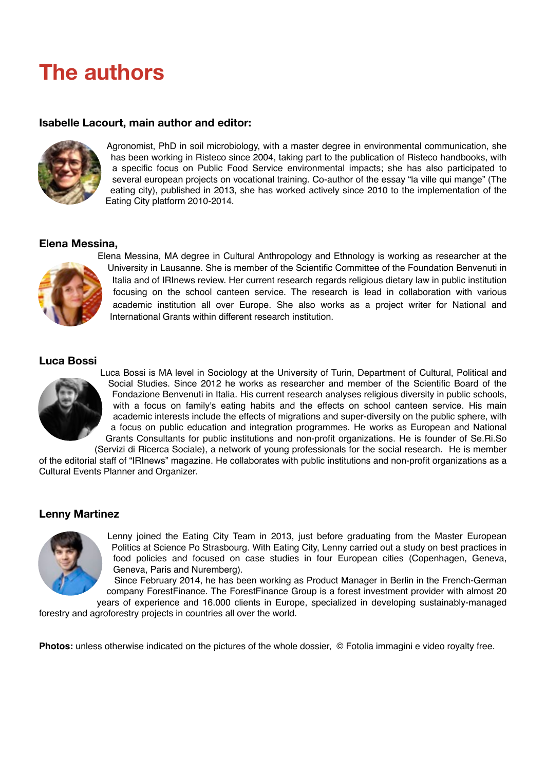# The authors

**Isabelle Lacourt, main author and editor:**

Agronomist, PhD in soil microbiology, with a master degree in environmental communication, she has been working in Risteco since 2004, taking part to the publication of Risteco handbooks, with a specific focus on Public Food Service environmental impacts; she has also participated to several european projects on vocational training. Co-author of the essay "la ville qui mange" (The eating city), published in 2013, she has worked actively since 2010 to the implementation of the Eating City platform 2010-2014.

**Elena Messina,**

Elena Messina, MA degree in Cultural Anthropology and Ethnology is working as researcher at the University in Lausanne. She is member of the Scientific Committee of the Foundation Benvenuti in Italia and of IRInews review. Her current research regards religious dietary law in public institution focusing on the school canteen service. The research is lead in collaboration with various academic institution all over Europe. She also works as a project writer for National and International Grants within different research institution.

**Luca Bossi**

Luca Bossi is MA level in Sociology at the University of Turin, Department of Cultural, Political and Social Studies. Since 2012 he works as researcher and member of the Scientific Board of the Fondazione Benvenuti in Italia. His current research analyses religious diversity in public schools, with a focus on family's eating habits and the effects on school canteen service. His main academic interests include the effects of migrations and super-diversity on the public sphere, with a focus on public education and integration programmes. He works as European and National Grants Consultants for public institutions and non-profit organizations. He is founder of Se.Ri.So (Servizi di Ricerca Sociale), a network of young professionals for the social research. He is member of the editorial staff of "IRInews" magazine. He collaborates with public institutions and non-profit organizations as a Cultural Events Planner and Organizer.

**Lenny Martinez**

Lenny joined the Eating City Team in 2013, just before graduating from the Master European Politics at Science Po Strasbourg. With Eating City, Lenny carried out a study on best practices in food policies and focused on case studies in four European cities (Copenhagen, Geneva, Geneva, Paris and Nuremberg).
Since February 2014, he has been working as Product Manager in Berlin in the French-German company ForestFinance. The ForestFinance Group is a forest investment provider with almost 20 years of experience and 16.000 clients in Europe, specialized in developing sustainably-managed forestry and agroforestry projects in countries all over the world.

**Photos:** unless otherwise indicated on the pictures of the whole dossier, © Fotolia immagini e video royalty free.